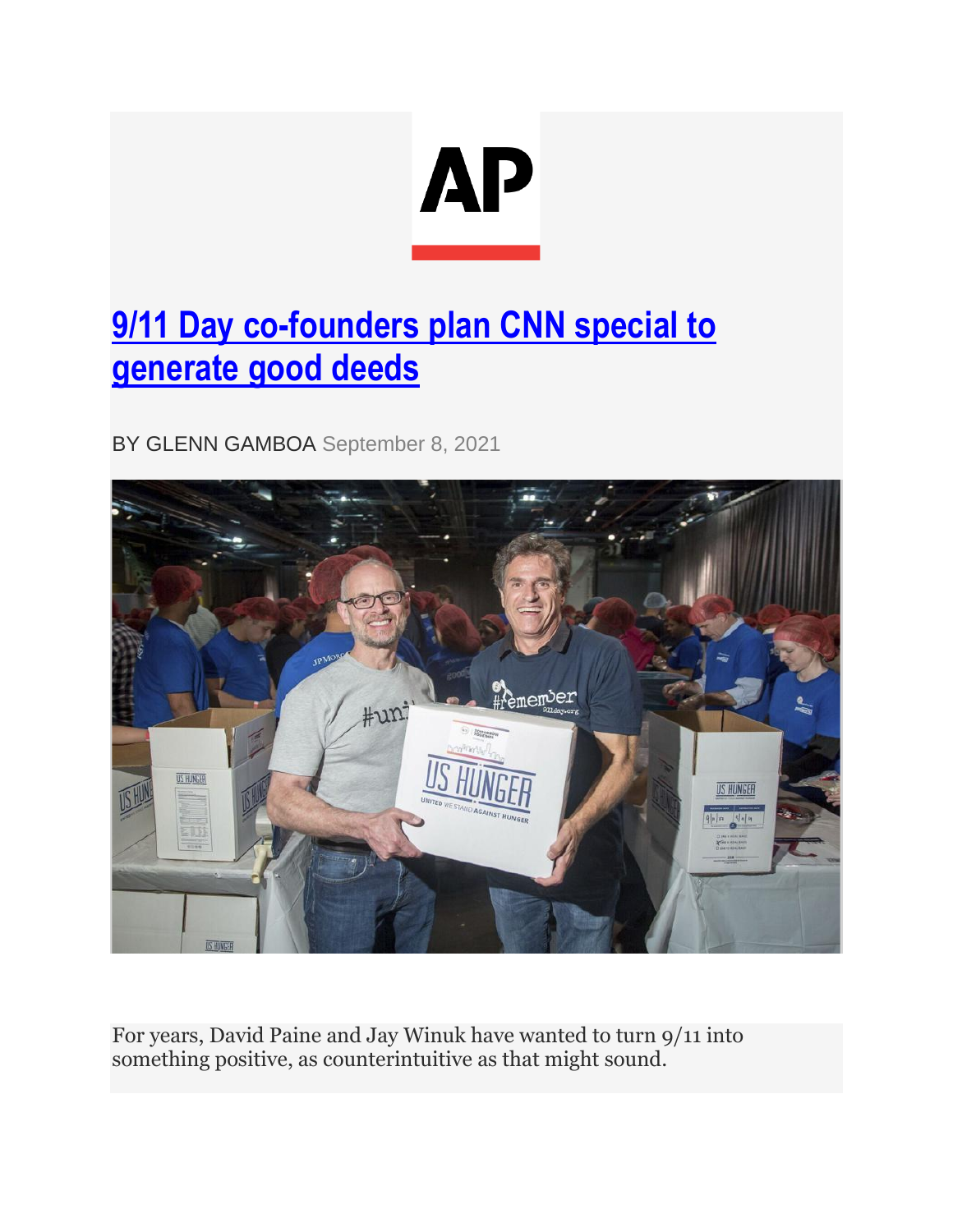AP

# [9/11 Day co-founders plan CNN special to generate good deeds]

BY GLENN GAMBOA September 8, 2021

For years, David Paine and Jay Winuk have wanted to turn 9/11 into something positive, as counterintuitive as that might sound.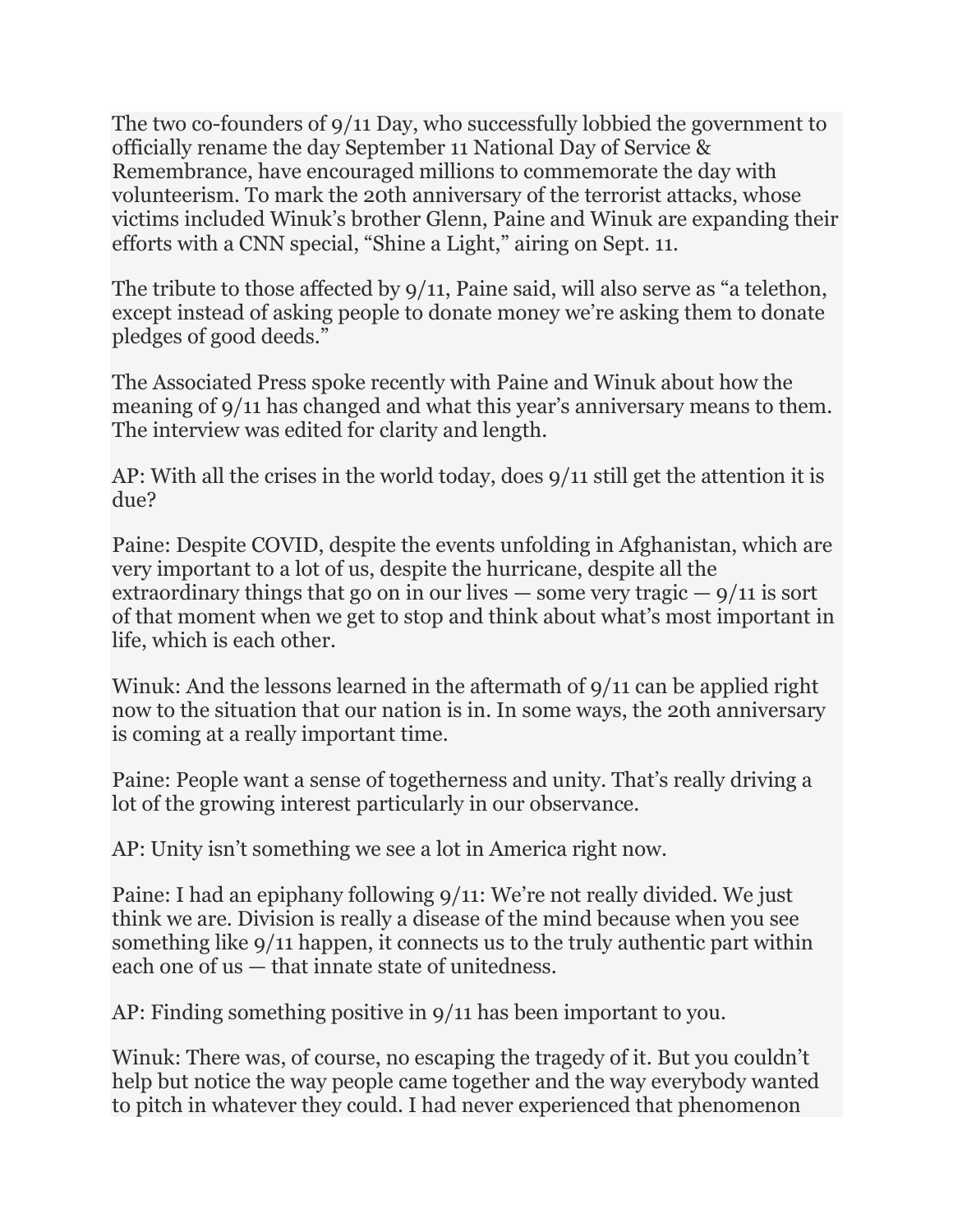The two co-founders of 9/11 Day, who successfully lobbied the government to officially rename the day September 11 National Day of Service & Remembrance, have encouraged millions to commemorate the day with volunteerism. To mark the 20th anniversary of the terrorist attacks, whose victims included Winuk's brother Glenn, Paine and Winuk are expanding their efforts with a CNN special, "Shine a Light," airing on Sept. 11.

The tribute to those affected by 9/11, Paine said, will also serve as "a telethon, except instead of asking people to donate money we're asking them to donate pledges of good deeds."

The Associated Press spoke recently with Paine and Winuk about how the meaning of 9/11 has changed and what this year's anniversary means to them. The interview was edited for clarity and length.

AP: With all the crises in the world today, does 9/11 still get the attention it is due?

Paine: Despite COVID, despite the events unfolding in Afghanistan, which are very important to a lot of us, despite the hurricane, despite all the extraordinary things that go on in our lives — some very tragic — 9/11 is sort of that moment when we get to stop and think about what's most important in life, which is each other.

Winuk: And the lessons learned in the aftermath of 9/11 can be applied right now to the situation that our nation is in. In some ways, the 20th anniversary is coming at a really important time.

Paine: People want a sense of togetherness and unity. That's really driving a lot of the growing interest particularly in our observance.

AP: Unity isn't something we see a lot in America right now.

Paine: I had an epiphany following 9/11: We're not really divided. We just think we are. Division is really a disease of the mind because when you see something like 9/11 happen, it connects us to the truly authentic part within each one of us — that innate state of unitedness.

AP: Finding something positive in 9/11 has been important to you.

Winuk: There was, of course, no escaping the tragedy of it. But you couldn't help but notice the way people came together and the way everybody wanted to pitch in whatever they could. I had never experienced that phenomenon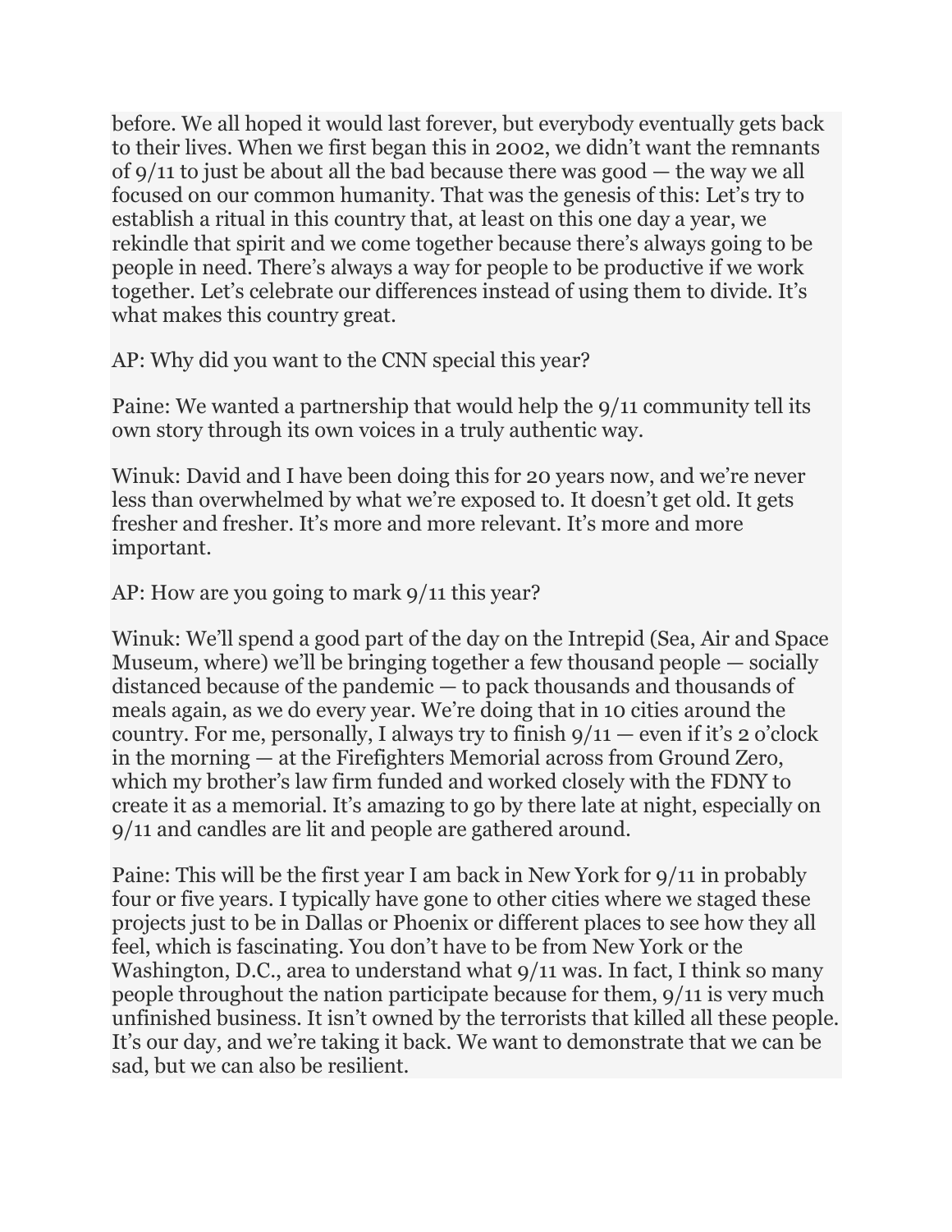before. We all hoped it would last forever, but everybody eventually gets back to their lives. When we first began this in 2002, we didn't want the remnants of 9/11 to just be about all the bad because there was good — the way we all focused on our common humanity. That was the genesis of this: Let's try to establish a ritual in this country that, at least on this one day a year, we rekindle that spirit and we come together because there's always going to be people in need. There's always a way for people to be productive if we work together. Let's celebrate our differences instead of using them to divide. It's what makes this country great.

AP: Why did you want to the CNN special this year?

Paine: We wanted a partnership that would help the 9/11 community tell its own story through its own voices in a truly authentic way.

Winuk: David and I have been doing this for 20 years now, and we're never less than overwhelmed by what we're exposed to. It doesn't get old. It gets fresher and fresher. It's more and more relevant. It's more and more important.

AP: How are you going to mark 9/11 this year?

Winuk: We'll spend a good part of the day on the Intrepid (Sea, Air and Space Museum, where) we'll be bringing together a few thousand people — socially distanced because of the pandemic — to pack thousands and thousands of meals again, as we do every year. We're doing that in 10 cities around the country. For me, personally, I always try to finish 9/11 — even if it's 2 o'clock in the morning — at the Firefighters Memorial across from Ground Zero, which my brother's law firm funded and worked closely with the FDNY to create it as a memorial. It's amazing to go by there late at night, especially on 9/11 and candles are lit and people are gathered around.

Paine: This will be the first year I am back in New York for 9/11 in probably four or five years. I typically have gone to other cities where we staged these projects just to be in Dallas or Phoenix or different places to see how they all feel, which is fascinating. You don't have to be from New York or the Washington, D.C., area to understand what 9/11 was. In fact, I think so many people throughout the nation participate because for them, 9/11 is very much unfinished business. It isn't owned by the terrorists that killed all these people. It's our day, and we're taking it back. We want to demonstrate that we can be sad, but we can also be resilient.